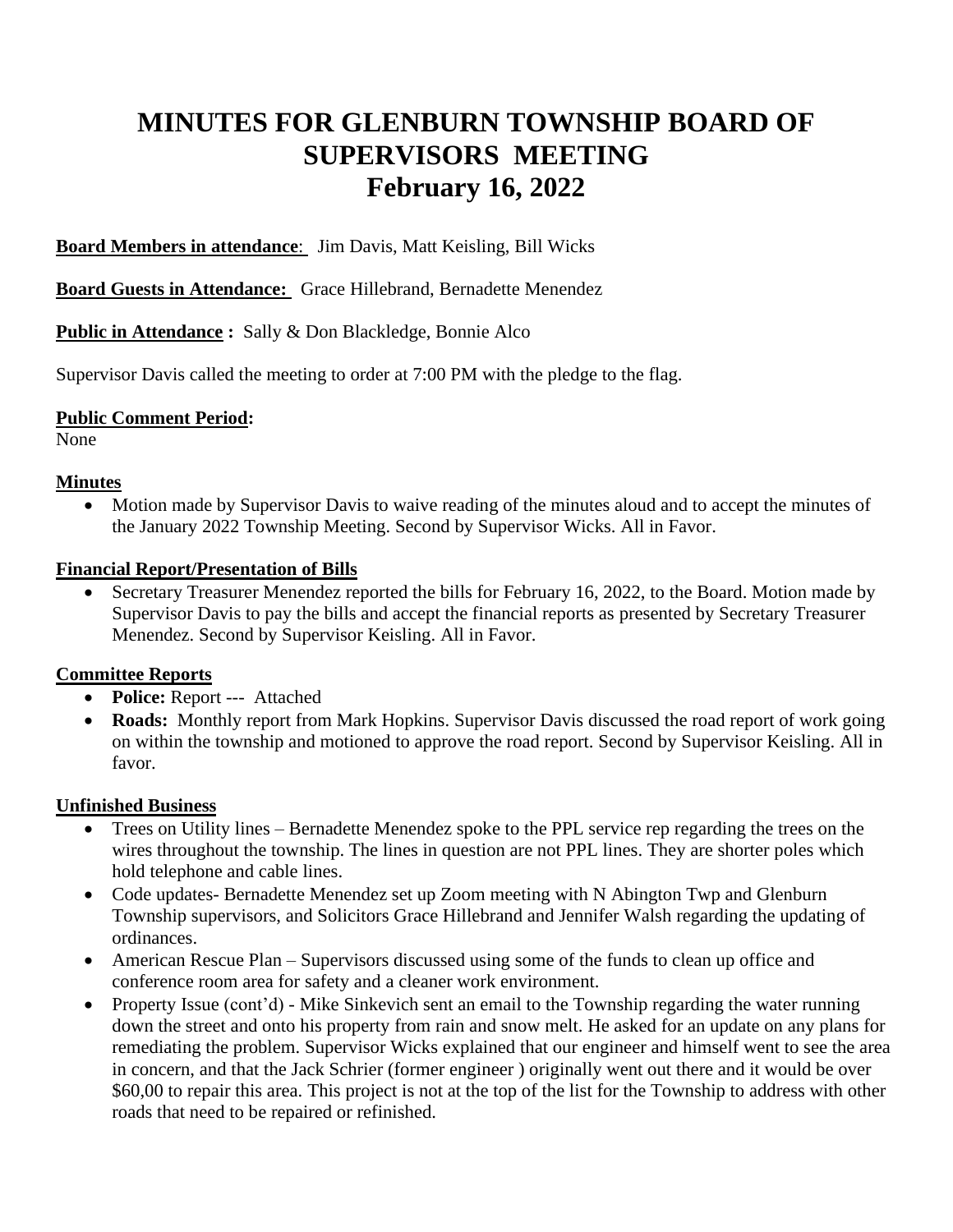# MINUTES FOR GLENBURN TOWNSHIP BOARD OF SUPERVISORS MEETING
# February 16, 2022

**Board Members in attendance**: Jim Davis, Matt Keisling, Bill Wicks

**Board Guests in Attendance:** Grace Hillebrand, Bernadette Menendez

**Public in Attendance :** Sally & Don Blackledge, Bonnie Alco

Supervisor Davis called the meeting to order at 7:00 PM with the pledge to the flag.

**Public Comment Period:**

None

**Minutes**

- Motion made by Supervisor Davis to waive reading of the minutes aloud and to accept the minutes of the January 2022 Township Meeting. Second by Supervisor Wicks. All in Favor.

**Financial Report/Presentation of Bills**

- Secretary Treasurer Menendez reported the bills for February 16, 2022, to the Board. Motion made by Supervisor Davis to pay the bills and accept the financial reports as presented by Secretary Treasurer Menendez. Second by Supervisor Keisling. All in Favor.

**Committee Reports**

- **Police:** Report --- Attached
- **Roads:** Monthly report from Mark Hopkins. Supervisor Davis discussed the road report of work going on within the township and motioned to approve the road report. Second by Supervisor Keisling. All in favor.

**Unfinished Business**

- Trees on Utility lines – Bernadette Menendez spoke to the PPL service rep regarding the trees on the wires throughout the township. The lines in question are not PPL lines. They are shorter poles which hold telephone and cable lines.
- Code updates- Bernadette Menendez set up Zoom meeting with N Abington Twp and Glenburn Township supervisors, and Solicitors Grace Hillebrand and Jennifer Walsh regarding the updating of ordinances.
- American Rescue Plan – Supervisors discussed using some of the funds to clean up office and conference room area for safety and a cleaner work environment.
- Property Issue (cont'd) - Mike Sinkevich sent an email to the Township regarding the water running down the street and onto his property from rain and snow melt. He asked for an update on any plans for remediating the problem. Supervisor Wicks explained that our engineer and himself went to see the area in concern, and that the Jack Schrier (former engineer ) originally went out there and it would be over \$60,00 to repair this area. This project is not at the top of the list for the Township to address with other roads that need to be repaired or refinished.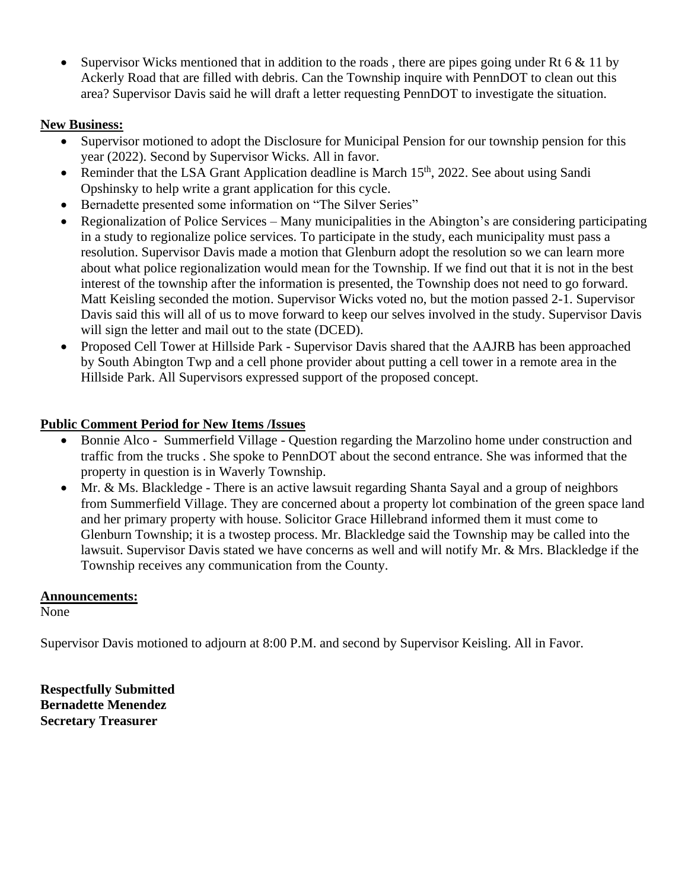- Supervisor Wicks mentioned that in addition to the roads , there are pipes going under Rt 6 & 11 by Ackerly Road that are filled with debris. Can the Township inquire with PennDOT to clean out this area? Supervisor Davis said he will draft a letter requesting PennDOT to investigate the situation.

**New Business:**

- Supervisor motioned to adopt the Disclosure for Municipal Pension for our township pension for this year (2022). Second by Supervisor Wicks. All in favor.
- Reminder that the LSA Grant Application deadline is March 15th, 2022. See about using Sandi Opshinsky to help write a grant application for this cycle.
- Bernadette presented some information on "The Silver Series"
- Regionalization of Police Services – Many municipalities in the Abington's are considering participating in a study to regionalize police services. To participate in the study, each municipality must pass a resolution. Supervisor Davis made a motion that Glenburn adopt the resolution so we can learn more about what police regionalization would mean for the Township. If we find out that it is not in the best interest of the township after the information is presented, the Township does not need to go forward. Matt Keisling seconded the motion. Supervisor Wicks voted no, but the motion passed 2-1. Supervisor Davis said this will all of us to move forward to keep our selves involved in the study. Supervisor Davis will sign the letter and mail out to the state (DCED).
- Proposed Cell Tower at Hillside Park - Supervisor Davis shared that the AAJRB has been approached by South Abington Twp and a cell phone provider about putting a cell tower in a remote area in the Hillside Park. All Supervisors expressed support of the proposed concept.

**Public Comment Period for New Items /Issues**

- Bonnie Alco - Summerfield Village - Question regarding the Marzolino home under construction and traffic from the trucks . She spoke to PennDOT about the second entrance. She was informed that the property in question is in Waverly Township.
- Mr. & Ms. Blackledge - There is an active lawsuit regarding Shanta Sayal and a group of neighbors from Summerfield Village. They are concerned about a property lot combination of the green space land and her primary property with house. Solicitor Grace Hillebrand informed them it must come to Glenburn Township; it is a twostep process. Mr. Blackledge said the Township may be called into the lawsuit. Supervisor Davis stated we have concerns as well and will notify Mr. & Mrs. Blackledge if the Township receives any communication from the County.

**Announcements:**

None

Supervisor Davis motioned to adjourn at 8:00 P.M. and second by Supervisor Keisling. All in Favor.

**Respectfully Submitted**
**Bernadette Menendez**
**Secretary Treasurer**